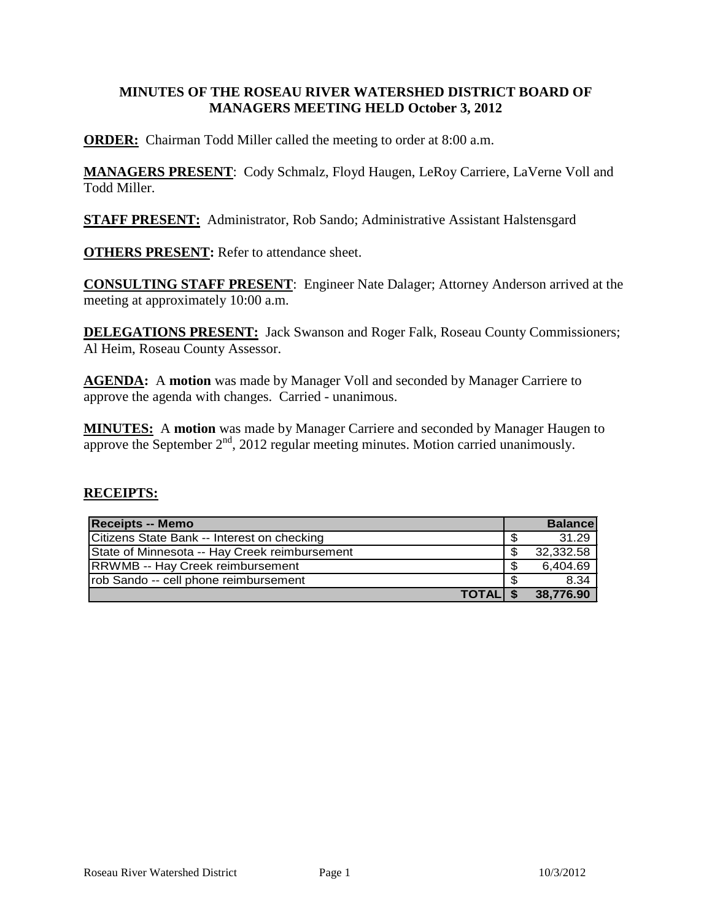# MINUTES OF THE ROSEAU RIVER WATERSHED DISTRICT BOARD OF MANAGERS MEETING HELD October 3, 2012

**ORDER:** Chairman Todd Miller called the meeting to order at 8:00 a.m.

**MANAGERS PRESENT**: Cody Schmalz, Floyd Haugen, LeRoy Carriere, LaVerne Voll and Todd Miller.

**STAFF PRESENT:** Administrator, Rob Sando; Administrative Assistant Halstensgard

**OTHERS PRESENT:** Refer to attendance sheet.

**CONSULTING STAFF PRESENT**: Engineer Nate Dalager; Attorney Anderson arrived at the meeting at approximately 10:00 a.m.

**DELEGATIONS PRESENT:** Jack Swanson and Roger Falk, Roseau County Commissioners; Al Heim, Roseau County Assessor.

**AGENDA:** A **motion** was made by Manager Voll and seconded by Manager Carriere to approve the agenda with changes. Carried - unanimous.

**MINUTES:** A **motion** was made by Manager Carriere and seconded by Manager Haugen to approve the September 2nd, 2012 regular meeting minutes. Motion carried unanimously.

**RECEIPTS:**

| Receipts -- Memo | Balance |
|---|---|
| Citizens State Bank -- Interest on checking | $ 31.29 |
| State of Minnesota -- Hay Creek reimbursement | $ 32,332.58 |
| RRWMB -- Hay Creek reimbursement | $ 6,404.69 |
| rob Sando -- cell phone reimbursement | $ 8.34 |
| **TOTAL** | **$ 38,776.90** |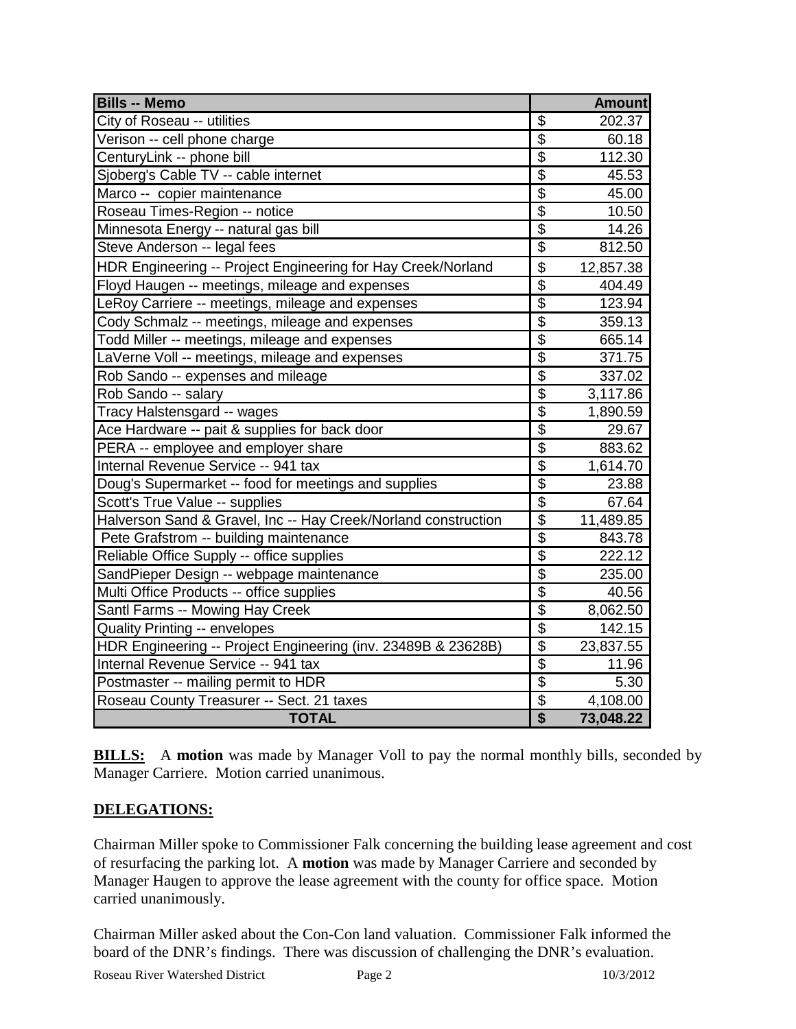| Bills -- Memo | Amount |
|---|---|
| City of Roseau -- utilities | $ 202.37 |
| Verison -- cell phone charge | $ 60.18 |
| CenturyLink -- phone bill | $ 112.30 |
| Sjoberg's Cable TV -- cable internet | $ 45.53 |
| Marco -- copier maintenance | $ 45.00 |
| Roseau Times-Region -- notice | $ 10.50 |
| Minnesota Energy -- natural gas bill | $ 14.26 |
| Steve Anderson -- legal fees | $ 812.50 |
| HDR Engineering -- Project Engineering for Hay Creek/Norland | $ 12,857.38 |
| Floyd Haugen -- meetings, mileage and expenses | $ 404.49 |
| LeRoy Carriere -- meetings, mileage and expenses | $ 123.94 |
| Cody Schmalz -- meetings, mileage and expenses | $ 359.13 |
| Todd Miller -- meetings, mileage and expenses | $ 665.14 |
| LaVerne Voll -- meetings, mileage and expenses | $ 371.75 |
| Rob Sando -- expenses and mileage | $ 337.02 |
| Rob Sando -- salary | $ 3,117.86 |
| Tracy Halstensgard -- wages | $ 1,890.59 |
| Ace Hardware -- pait & supplies for back door | $ 29.67 |
| PERA -- employee and employer share | $ 883.62 |
| Internal Revenue Service -- 941 tax | $ 1,614.70 |
| Doug's Supermarket -- food for meetings and supplies | $ 23.88 |
| Scott's True Value -- supplies | $ 67.64 |
| Halverson Sand & Gravel, Inc -- Hay Creek/Norland construction | $ 11,489.85 |
| Pete Grafstrom -- building maintenance | $ 843.78 |
| Reliable Office Supply -- office supplies | $ 222.12 |
| SandPieper Design -- webpage maintenance | $ 235.00 |
| Multi Office Products -- office supplies | $ 40.56 |
| Santl Farms -- Mowing Hay Creek | $ 8,062.50 |
| Quality Printing -- envelopes | $ 142.15 |
| HDR Engineering -- Project Engineering (inv. 23489B & 23628B) | $ 23,837.55 |
| Internal Revenue Service -- 941 tax | $ 11.96 |
| Postmaster -- mailing permit to HDR | $ 5.30 |
| Roseau County Treasurer -- Sect. 21 taxes | $ 4,108.00 |
| **TOTAL** | **$ 73,048.22** |

**BILLS:** A **motion** was made by Manager Voll to pay the normal monthly bills, seconded by Manager Carriere. Motion carried unanimous.

**DELEGATIONS:**

Chairman Miller spoke to Commissioner Falk concerning the building lease agreement and cost of resurfacing the parking lot. A **motion** was made by Manager Carriere and seconded by Manager Haugen to approve the lease agreement with the county for office space. Motion carried unanimously.

Chairman Miller asked about the Con-Con land valuation. Commissioner Falk informed the board of the DNR's findings. There was discussion of challenging the DNR's evaluation.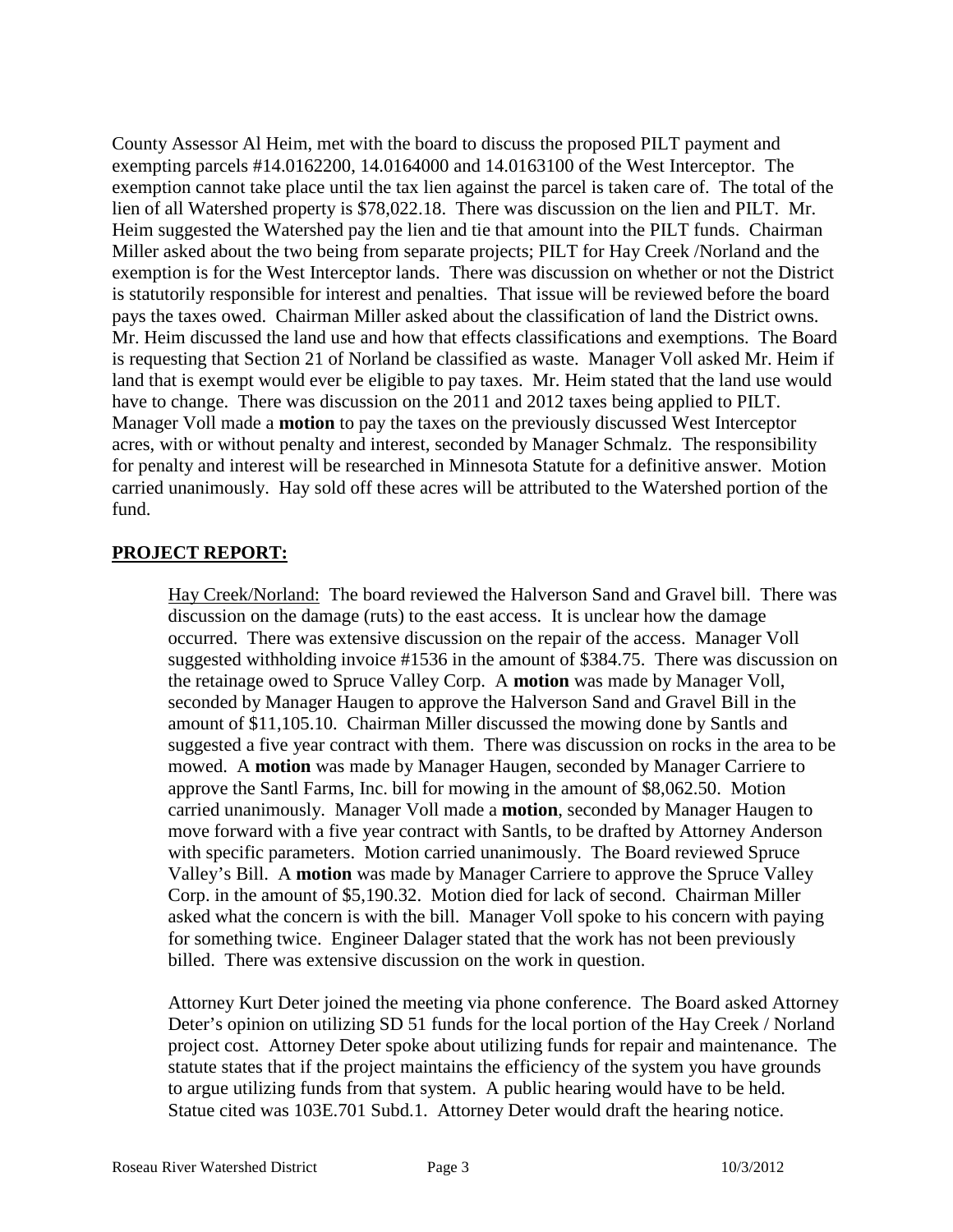County Assessor Al Heim, met with the board to discuss the proposed PILT payment and exempting parcels #14.0162200, 14.0164000 and 14.0163100 of the West Interceptor. The exemption cannot take place until the tax lien against the parcel is taken care of. The total of the lien of all Watershed property is $78,022.18. There was discussion on the lien and PILT. Mr. Heim suggested the Watershed pay the lien and tie that amount into the PILT funds. Chairman Miller asked about the two being from separate projects; PILT for Hay Creek /Norland and the exemption is for the West Interceptor lands. There was discussion on whether or not the District is statutorily responsible for interest and penalties. That issue will be reviewed before the board pays the taxes owed. Chairman Miller asked about the classification of land the District owns. Mr. Heim discussed the land use and how that effects classifications and exemptions. The Board is requesting that Section 21 of Norland be classified as waste. Manager Voll asked Mr. Heim if land that is exempt would ever be eligible to pay taxes. Mr. Heim stated that the land use would have to change. There was discussion on the 2011 and 2012 taxes being applied to PILT. Manager Voll made a **motion** to pay the taxes on the previously discussed West Interceptor acres, with or without penalty and interest, seconded by Manager Schmalz. The responsibility for penalty and interest will be researched in Minnesota Statute for a definitive answer. Motion carried unanimously. Hay sold off these acres will be attributed to the Watershed portion of the fund.

## PROJECT REPORT:

Hay Creek/Norland: The board reviewed the Halverson Sand and Gravel bill. There was discussion on the damage (ruts) to the east access. It is unclear how the damage occurred. There was extensive discussion on the repair of the access. Manager Voll suggested withholding invoice #1536 in the amount of $384.75. There was discussion on the retainage owed to Spruce Valley Corp. A **motion** was made by Manager Voll, seconded by Manager Haugen to approve the Halverson Sand and Gravel Bill in the amount of $11,105.10. Chairman Miller discussed the mowing done by Santls and suggested a five year contract with them. There was discussion on rocks in the area to be mowed. A **motion** was made by Manager Haugen, seconded by Manager Carriere to approve the Santl Farms, Inc. bill for mowing in the amount of $8,062.50. Motion carried unanimously. Manager Voll made a **motion**, seconded by Manager Haugen to move forward with a five year contract with Santls, to be drafted by Attorney Anderson with specific parameters. Motion carried unanimously. The Board reviewed Spruce Valley's Bill. A **motion** was made by Manager Carriere to approve the Spruce Valley Corp. in the amount of $5,190.32. Motion died for lack of second. Chairman Miller asked what the concern is with the bill. Manager Voll spoke to his concern with paying for something twice. Engineer Dalager stated that the work has not been previously billed. There was extensive discussion on the work in question.

Attorney Kurt Deter joined the meeting via phone conference. The Board asked Attorney Deter's opinion on utilizing SD 51 funds for the local portion of the Hay Creek / Norland project cost. Attorney Deter spoke about utilizing funds for repair and maintenance. The statute states that if the project maintains the efficiency of the system you have grounds to argue utilizing funds from that system. A public hearing would have to be held. Statue cited was 103E.701 Subd.1. Attorney Deter would draft the hearing notice.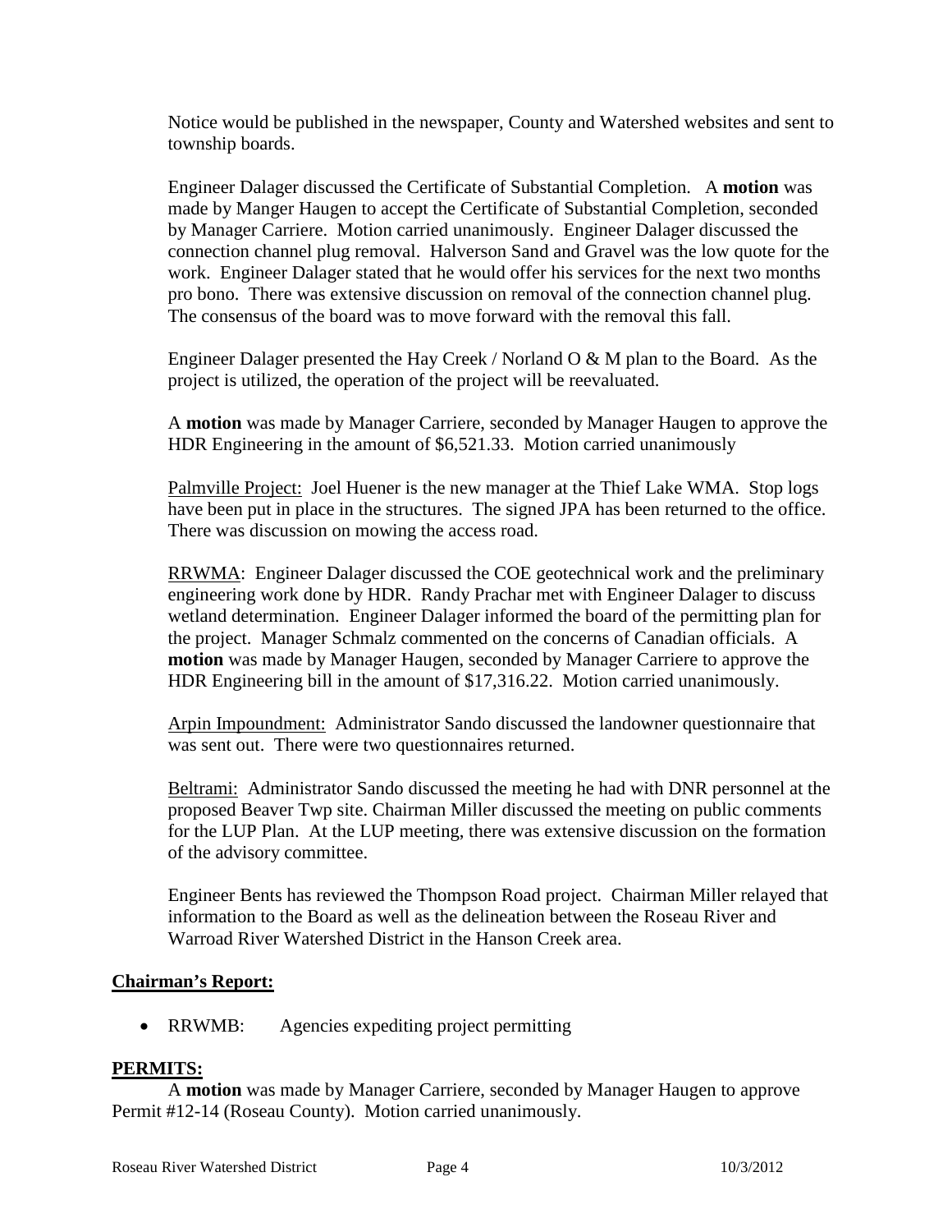Notice would be published in the newspaper, County and Watershed websites and sent to township boards.

Engineer Dalager discussed the Certificate of Substantial Completion. A **motion** was made by Manger Haugen to accept the Certificate of Substantial Completion, seconded by Manager Carriere. Motion carried unanimously. Engineer Dalager discussed the connection channel plug removal. Halverson Sand and Gravel was the low quote for the work. Engineer Dalager stated that he would offer his services for the next two months pro bono. There was extensive discussion on removal of the connection channel plug. The consensus of the board was to move forward with the removal this fall.

Engineer Dalager presented the Hay Creek / Norland O & M plan to the Board. As the project is utilized, the operation of the project will be reevaluated.

A **motion** was made by Manager Carriere, seconded by Manager Haugen to approve the HDR Engineering in the amount of $6,521.33. Motion carried unanimously

<u>Palmville Project:</u> Joel Huener is the new manager at the Thief Lake WMA. Stop logs have been put in place in the structures. The signed JPA has been returned to the office. There was discussion on mowing the access road.

<u>RRWMA</u>: Engineer Dalager discussed the COE geotechnical work and the preliminary engineering work done by HDR. Randy Prachar met with Engineer Dalager to discuss wetland determination. Engineer Dalager informed the board of the permitting plan for the project. Manager Schmalz commented on the concerns of Canadian officials. A **motion** was made by Manager Haugen, seconded by Manager Carriere to approve the HDR Engineering bill in the amount of $17,316.22. Motion carried unanimously.

<u>Arpin Impoundment:</u> Administrator Sando discussed the landowner questionnaire that was sent out. There were two questionnaires returned.

<u>Beltrami:</u> Administrator Sando discussed the meeting he had with DNR personnel at the proposed Beaver Twp site. Chairman Miller discussed the meeting on public comments for the LUP Plan. At the LUP meeting, there was extensive discussion on the formation of the advisory committee.

Engineer Bents has reviewed the Thompson Road project. Chairman Miller relayed that information to the Board as well as the delineation between the Roseau River and Warroad River Watershed District in the Hanson Creek area.

**<u>Chairman's Report:</u>**

- RRWMB: Agencies expediting project permitting

**<u>PERMITS:</u>**

A **motion** was made by Manager Carriere, seconded by Manager Haugen to approve Permit #12-14 (Roseau County). Motion carried unanimously.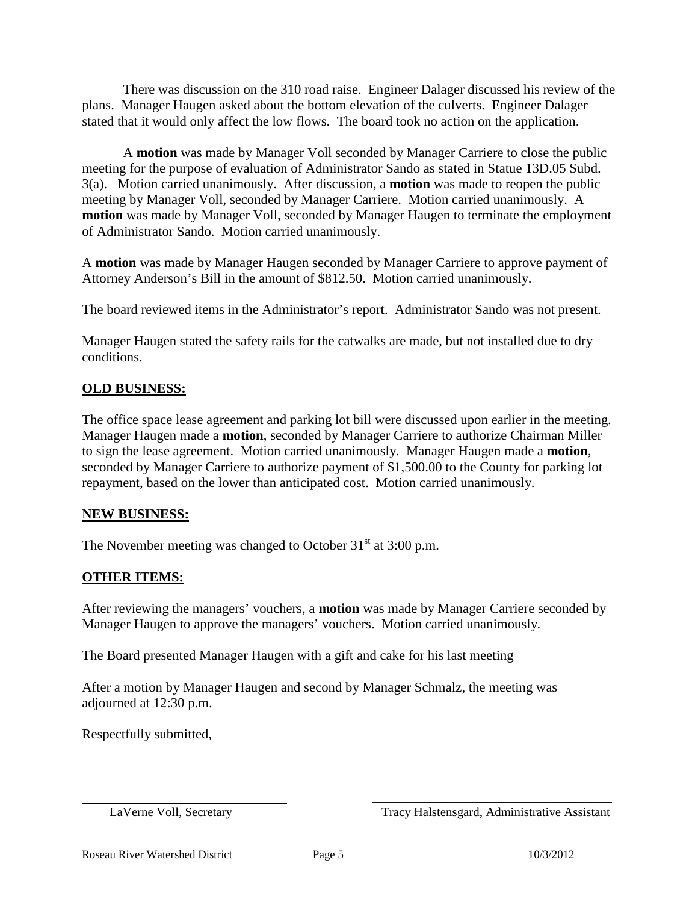There was discussion on the 310 road raise. Engineer Dalager discussed his review of the plans. Manager Haugen asked about the bottom elevation of the culverts. Engineer Dalager stated that it would only affect the low flows. The board took no action on the application.

A **motion** was made by Manager Voll seconded by Manager Carriere to close the public meeting for the purpose of evaluation of Administrator Sando as stated in Statue 13D.05 Subd. 3(a). Motion carried unanimously. After discussion, a **motion** was made to reopen the public meeting by Manager Voll, seconded by Manager Carriere. Motion carried unanimously. A **motion** was made by Manager Voll, seconded by Manager Haugen to terminate the employment of Administrator Sando. Motion carried unanimously.

A **motion** was made by Manager Haugen seconded by Manager Carriere to approve payment of Attorney Anderson's Bill in the amount of $812.50. Motion carried unanimously.

The board reviewed items in the Administrator's report. Administrator Sando was not present.

Manager Haugen stated the safety rails for the catwalks are made, but not installed due to dry conditions.

## OLD BUSINESS:

The office space lease agreement and parking lot bill were discussed upon earlier in the meeting. Manager Haugen made a **motion**, seconded by Manager Carriere to authorize Chairman Miller to sign the lease agreement. Motion carried unanimously. Manager Haugen made a **motion**, seconded by Manager Carriere to authorize payment of $1,500.00 to the County for parking lot repayment, based on the lower than anticipated cost. Motion carried unanimously.

## NEW BUSINESS:

The November meeting was changed to October 31st at 3:00 p.m.

## OTHER ITEMS:

After reviewing the managers' vouchers, a **motion** was made by Manager Carriere seconded by Manager Haugen to approve the managers' vouchers. Motion carried unanimously.

The Board presented Manager Haugen with a gift and cake for his last meeting

After a motion by Manager Haugen and second by Manager Schmalz, the meeting was adjourned at 12:30 p.m.

Respectfully submitted,

LaVerne Voll, Secretary

Tracy Halstensgard, Administrative Assistant